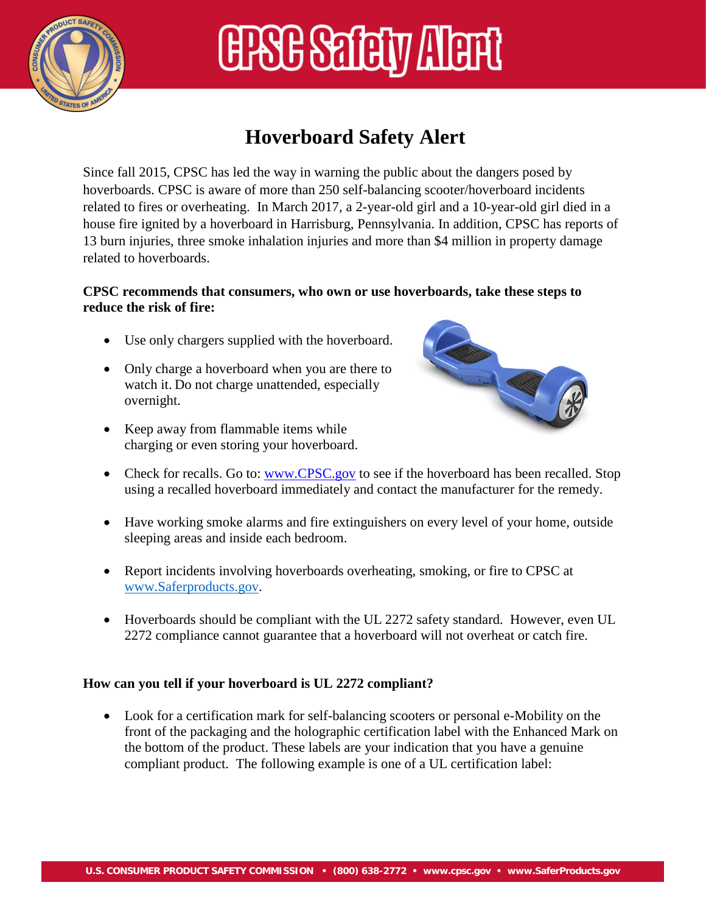# CPSC Safety Alert

## Hoverboard Safety Alert

Since fall 2015, CPSC has led the way in warning the public about the dangers posed by hoverboards. CPSC is aware of more than 250 self-balancing scooter/hoverboard incidents related to fires or overheating. In March 2017, a 2-year-old girl and a 10-year-old girl died in a house fire ignited by a hoverboard in Harrisburg, Pennsylvania. In addition, CPSC has reports of 13 burn injuries, three smoke inhalation injuries and more than $4 million in property damage related to hoverboards.

**CPSC recommends that consumers, who own or use hoverboards, take these steps to reduce the risk of fire:**

- Use only chargers supplied with the hoverboard.
- Only charge a hoverboard when you are there to watch it. Do not charge unattended, especially overnight.
- Keep away from flammable items while charging or even storing your hoverboard.
- Check for recalls. Go to: [www.CPSC.gov](http://www.CPSC.gov) to see if the hoverboard has been recalled. Stop using a recalled hoverboard immediately and contact the manufacturer for the remedy.
- Have working smoke alarms and fire extinguishers on every level of your home, outside sleeping areas and inside each bedroom.
- Report incidents involving hoverboards overheating, smoking, or fire to CPSC at [www.Saferproducts.gov](http://www.Saferproducts.gov).
- Hoverboards should be compliant with the UL 2272 safety standard. However, even UL 2272 compliance cannot guarantee that a hoverboard will not overheat or catch fire.

**How can you tell if your hoverboard is UL 2272 compliant?**

- Look for a certification mark for self-balancing scooters or personal e-Mobility on the front of the packaging and the holographic certification label with the Enhanced Mark on the bottom of the product. These labels are your indication that you have a genuine compliant product. The following example is one of a UL certification label: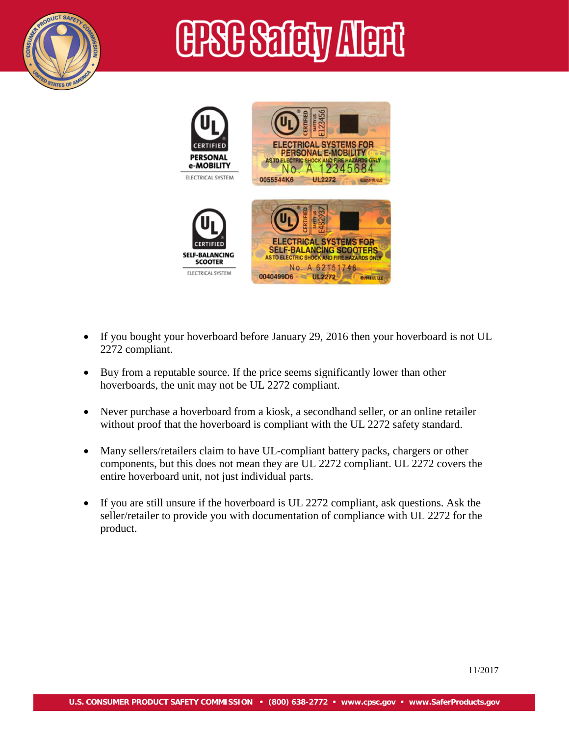# CPSC Safety Alert

UL CERTIFIED PERSONAL e-MOBILITY ELECTRICAL SYSTEM

UL CERTIFIED SAFETY US E123456 ELECTRICAL SYSTEMS FOR PERSONAL E-MOBILITY AS TO ELECTRIC SHOCK AND FIRE HAZARDS ONLY No. A 12345684 0055544K6 UL2272

UL CERTIFIED SELF-BALANCING SCOOTER ELECTRICAL SYSTEM

UL CERTIFIED SAFETY US E482937 ELECTRICAL SYSTEMS FOR SELF-BALANCING SCOOTERS AS TO ELECTRIC SHOCK AND FIRE HAZARDS ONLY No. A 62151748 0040499D6 UL2272

- If you bought your hoverboard before January 29, 2016 then your hoverboard is not UL 2272 compliant.
- Buy from a reputable source. If the price seems significantly lower than other hoverboards, the unit may not be UL 2272 compliant.
- Never purchase a hoverboard from a kiosk, a secondhand seller, or an online retailer without proof that the hoverboard is compliant with the UL 2272 safety standard.
- Many sellers/retailers claim to have UL-compliant battery packs, chargers or other components, but this does not mean they are UL 2272 compliant. UL 2272 covers the entire hoverboard unit, not just individual parts.
- If you are still unsure if the hoverboard is UL 2272 compliant, ask questions. Ask the seller/retailer to provide you with documentation of compliance with UL 2272 for the product.

11/2017

U.S. CONSUMER PRODUCT SAFETY COMMISSION • (800) 638-2772 • www.cpsc.gov • www.SaferProducts.gov